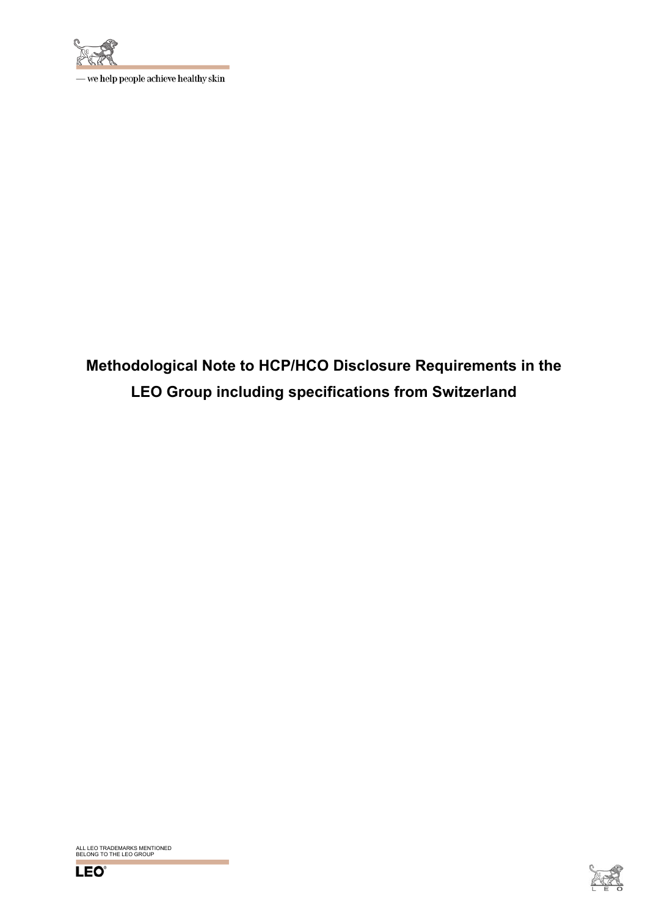# Methodological Note to HCP/HCO Disclosure Requirements in the LEO Group including specifications from Switzerland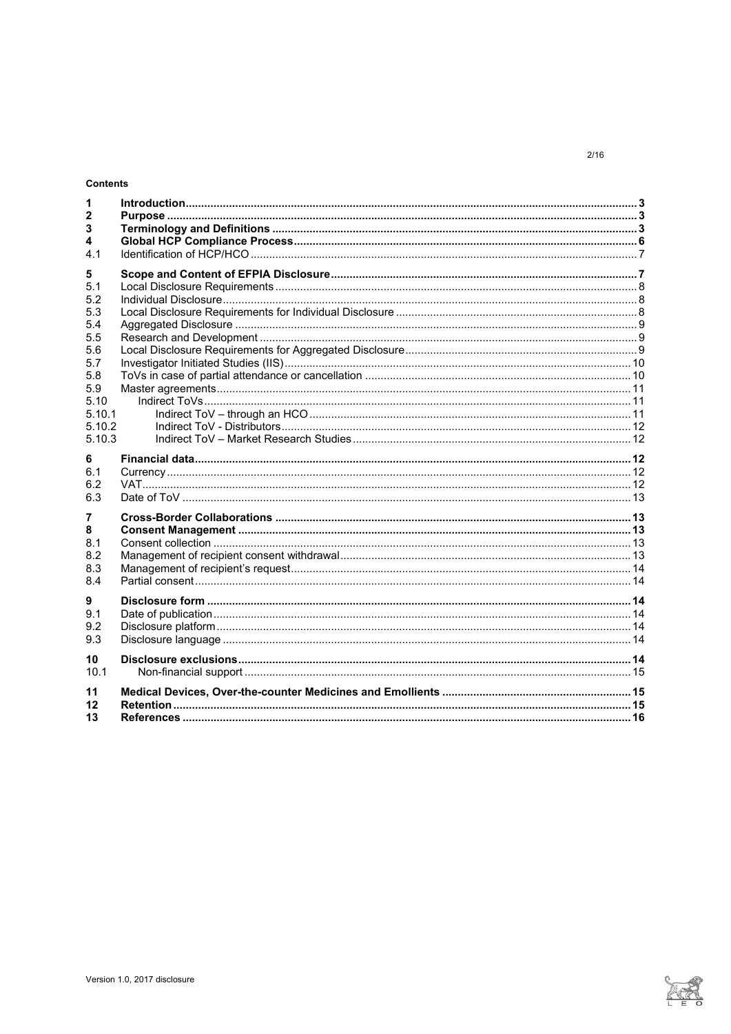**Contents**

| | | |
|---|---|---|
| **1** | **Introduction** | **3** |
| **2** | **Purpose** | **3** |
| **3** | **Terminology and Definitions** | **3** |
| **4** | **Global HCP Compliance Process** | **6** |
| 4.1 | Identification of HCP/HCO | 7 |
| **5** | **Scope and Content of EFPIA Disclosure** | **7** |
| 5.1 | Local Disclosure Requirements | 8 |
| 5.2 | Individual Disclosure | 8 |
| 5.3 | Local Disclosure Requirements for Individual Disclosure | 8 |
| 5.4 | Aggregated Disclosure | 9 |
| 5.5 | Research and Development | 9 |
| 5.6 | Local Disclosure Requirements for Aggregated Disclosure | 9 |
| 5.7 | Investigator Initiated Studies (IIS) | 10 |
| 5.8 | ToVs in case of partial attendance or cancellation | 10 |
| 5.9 | Master agreements | 11 |
| 5.10 | Indirect ToVs | 11 |
| 5.10.1 | Indirect ToV – through an HCO | 11 |
| 5.10.2 | Indirect ToV - Distributors | 12 |
| 5.10.3 | Indirect ToV – Market Research Studies | 12 |
| **6** | **Financial data** | **12** |
| 6.1 | Currency | 12 |
| 6.2 | VAT | 12 |
| 6.3 | Date of ToV | 13 |
| **7** | **Cross-Border Collaborations** | **13** |
| **8** | **Consent Management** | **13** |
| 8.1 | Consent collection | 13 |
| 8.2 | Management of recipient consent withdrawal | 13 |
| 8.3 | Management of recipient's request | 14 |
| 8.4 | Partial consent | 14 |
| **9** | **Disclosure form** | **14** |
| 9.1 | Date of publication | 14 |
| 9.2 | Disclosure platform | 14 |
| 9.3 | Disclosure language | 14 |
| **10** | **Disclosure exclusions** | **14** |
| 10.1 | Non-financial support | 15 |
| **11** | **Medical Devices, Over-the-counter Medicines and Emollients** | **15** |
| **12** | **Retention** | **15** |
| **13** | **References** | **16** |

Version 1.0, 2017 disclosure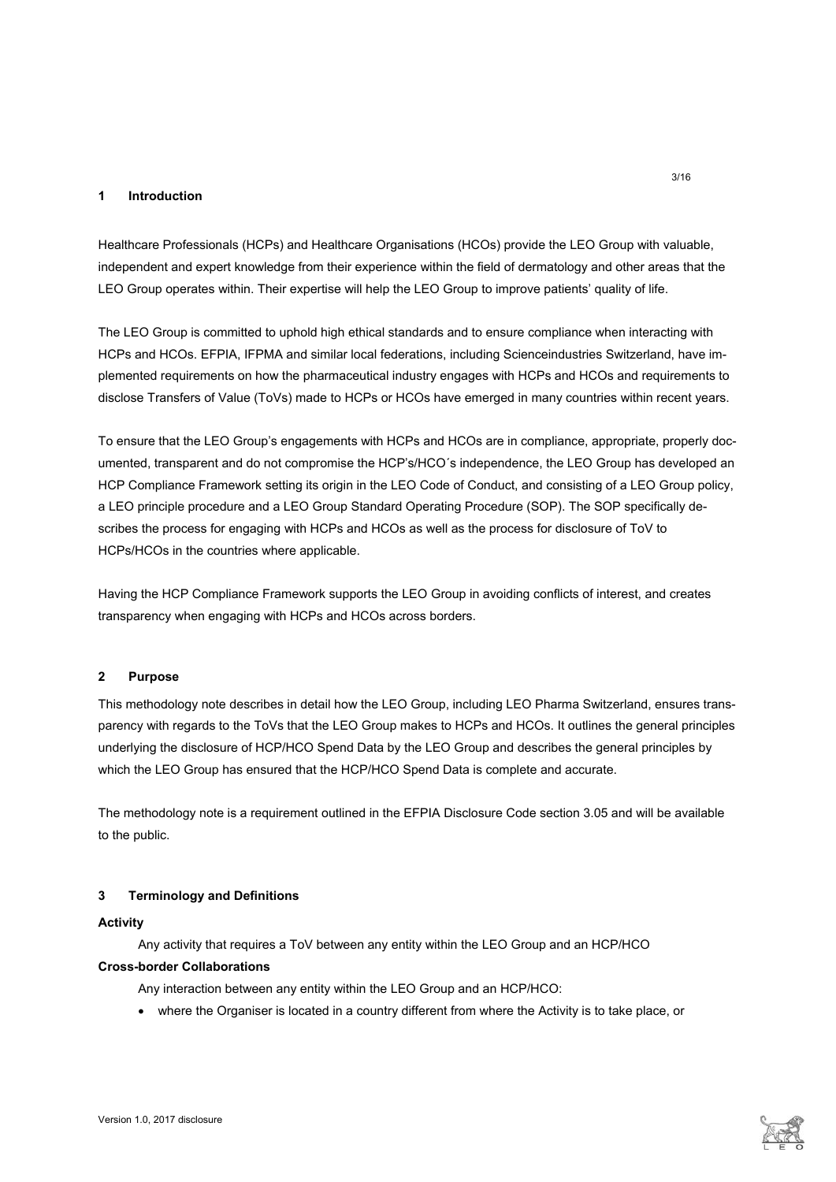## 1 Introduction

Healthcare Professionals (HCPs) and Healthcare Organisations (HCOs) provide the LEO Group with valuable, independent and expert knowledge from their experience within the field of dermatology and other areas that the LEO Group operates within. Their expertise will help the LEO Group to improve patients' quality of life.

The LEO Group is committed to uphold high ethical standards and to ensure compliance when interacting with HCPs and HCOs. EFPIA, IFPMA and similar local federations, including Scienceindustries Switzerland, have implemented requirements on how the pharmaceutical industry engages with HCPs and HCOs and requirements to disclose Transfers of Value (ToVs) made to HCPs or HCOs have emerged in many countries within recent years.

To ensure that the LEO Group's engagements with HCPs and HCOs are in compliance, appropriate, properly documented, transparent and do not compromise the HCP's/HCO´s independence, the LEO Group has developed an HCP Compliance Framework setting its origin in the LEO Code of Conduct, and consisting of a LEO Group policy, a LEO principle procedure and a LEO Group Standard Operating Procedure (SOP). The SOP specifically describes the process for engaging with HCPs and HCOs as well as the process for disclosure of ToV to HCPs/HCOs in the countries where applicable.

Having the HCP Compliance Framework supports the LEO Group in avoiding conflicts of interest, and creates transparency when engaging with HCPs and HCOs across borders.

## 2 Purpose

This methodology note describes in detail how the LEO Group, including LEO Pharma Switzerland, ensures transparency with regards to the ToVs that the LEO Group makes to HCPs and HCOs. It outlines the general principles underlying the disclosure of HCP/HCO Spend Data by the LEO Group and describes the general principles by which the LEO Group has ensured that the HCP/HCO Spend Data is complete and accurate.

The methodology note is a requirement outlined in the EFPIA Disclosure Code section 3.05 and will be available to the public.

## 3 Terminology and Definitions

**Activity**

Any activity that requires a ToV between any entity within the LEO Group and an HCP/HCO

**Cross-border Collaborations**

Any interaction between any entity within the LEO Group and an HCP/HCO:

- where the Organiser is located in a country different from where the Activity is to take place, or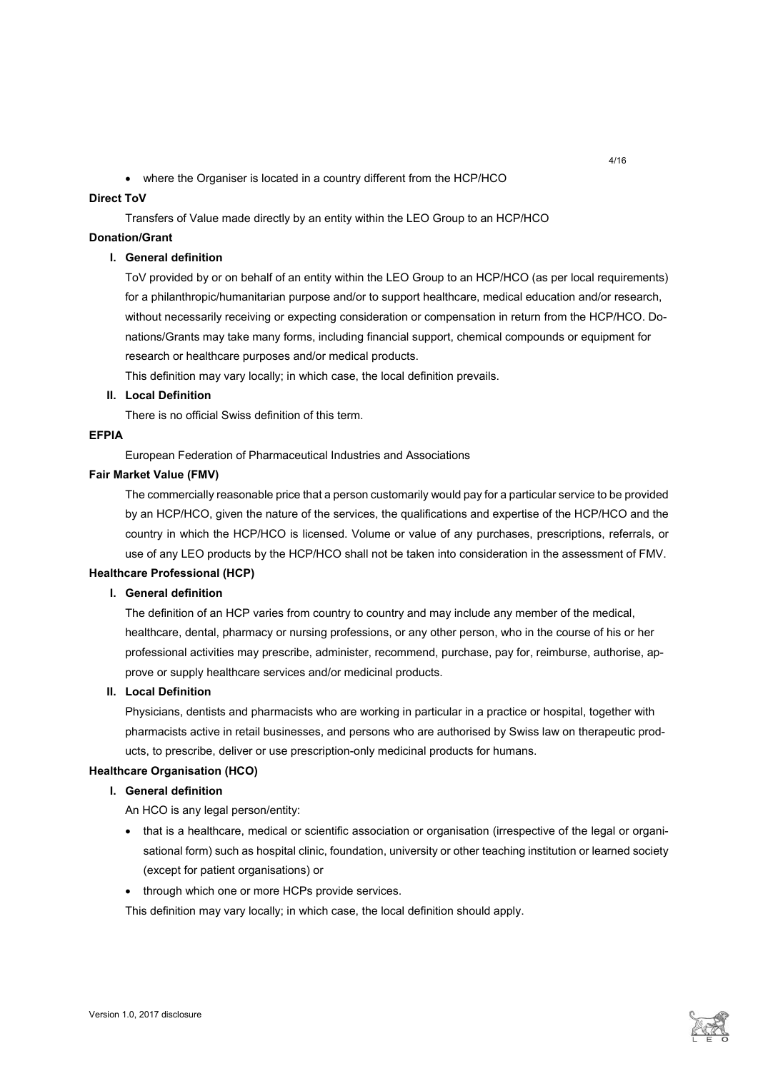- where the Organiser is located in a country different from the HCP/HCO

**Direct ToV**

Transfers of Value made directly by an entity within the LEO Group to an HCP/HCO

**Donation/Grant**

**I. General definition**

ToV provided by or on behalf of an entity within the LEO Group to an HCP/HCO (as per local requirements) for a philanthropic/humanitarian purpose and/or to support healthcare, medical education and/or research, without necessarily receiving or expecting consideration or compensation in return from the HCP/HCO. Donations/Grants may take many forms, including financial support, chemical compounds or equipment for research or healthcare purposes and/or medical products.

This definition may vary locally; in which case, the local definition prevails.

**II. Local Definition**

There is no official Swiss definition of this term.

**EFPIA**

European Federation of Pharmaceutical Industries and Associations

**Fair Market Value (FMV)**

The commercially reasonable price that a person customarily would pay for a particular service to be provided by an HCP/HCO, given the nature of the services, the qualifications and expertise of the HCP/HCO and the country in which the HCP/HCO is licensed. Volume or value of any purchases, prescriptions, referrals, or use of any LEO products by the HCP/HCO shall not be taken into consideration in the assessment of FMV.

**Healthcare Professional (HCP)**

**I. General definition**

The definition of an HCP varies from country to country and may include any member of the medical, healthcare, dental, pharmacy or nursing professions, or any other person, who in the course of his or her professional activities may prescribe, administer, recommend, purchase, pay for, reimburse, authorise, approve or supply healthcare services and/or medicinal products.

**II. Local Definition**

Physicians, dentists and pharmacists who are working in particular in a practice or hospital, together with pharmacists active in retail businesses, and persons who are authorised by Swiss law on therapeutic products, to prescribe, deliver or use prescription-only medicinal products for humans.

**Healthcare Organisation (HCO)**

**I. General definition**

An HCO is any legal person/entity:

- that is a healthcare, medical or scientific association or organisation (irrespective of the legal or organisational form) such as hospital clinic, foundation, university or other teaching institution or learned society (except for patient organisations) or
- through which one or more HCPs provide services.

This definition may vary locally; in which case, the local definition should apply.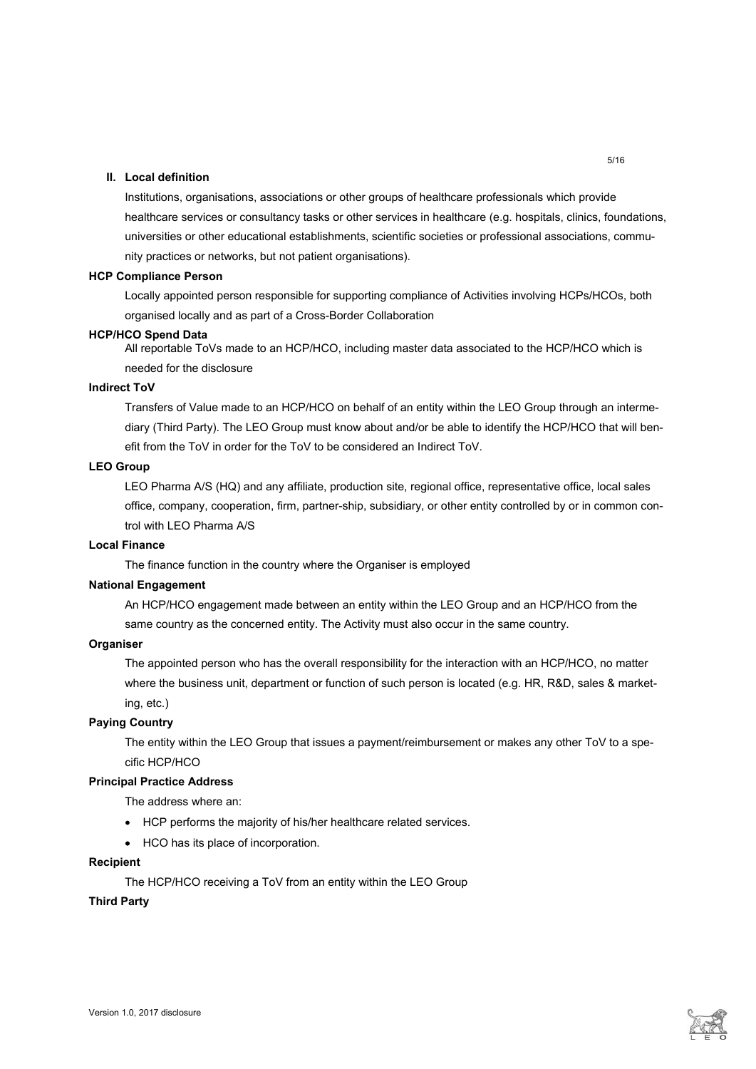**II. Local definition**

Institutions, organisations, associations or other groups of healthcare professionals which provide healthcare services or consultancy tasks or other services in healthcare (e.g. hospitals, clinics, foundations, universities or other educational establishments, scientific societies or professional associations, community practices or networks, but not patient organisations).

**HCP Compliance Person**

Locally appointed person responsible for supporting compliance of Activities involving HCPs/HCOs, both organised locally and as part of a Cross-Border Collaboration

**HCP/HCO Spend Data**

All reportable ToVs made to an HCP/HCO, including master data associated to the HCP/HCO which is needed for the disclosure

**Indirect ToV**

Transfers of Value made to an HCP/HCO on behalf of an entity within the LEO Group through an intermediary (Third Party). The LEO Group must know about and/or be able to identify the HCP/HCO that will benefit from the ToV in order for the ToV to be considered an Indirect ToV.

**LEO Group**

LEO Pharma A/S (HQ) and any affiliate, production site, regional office, representative office, local sales office, company, cooperation, firm, partner-ship, subsidiary, or other entity controlled by or in common control with LEO Pharma A/S

**Local Finance**

The finance function in the country where the Organiser is employed

**National Engagement**

An HCP/HCO engagement made between an entity within the LEO Group and an HCP/HCO from the same country as the concerned entity. The Activity must also occur in the same country.

**Organiser**

The appointed person who has the overall responsibility for the interaction with an HCP/HCO, no matter where the business unit, department or function of such person is located (e.g. HR, R&D, sales & marketing, etc.)

**Paying Country**

The entity within the LEO Group that issues a payment/reimbursement or makes any other ToV to a specific HCP/HCO

**Principal Practice Address**

The address where an:

- HCP performs the majority of his/her healthcare related services.
- HCO has its place of incorporation.

**Recipient**

The HCP/HCO receiving a ToV from an entity within the LEO Group

**Third Party**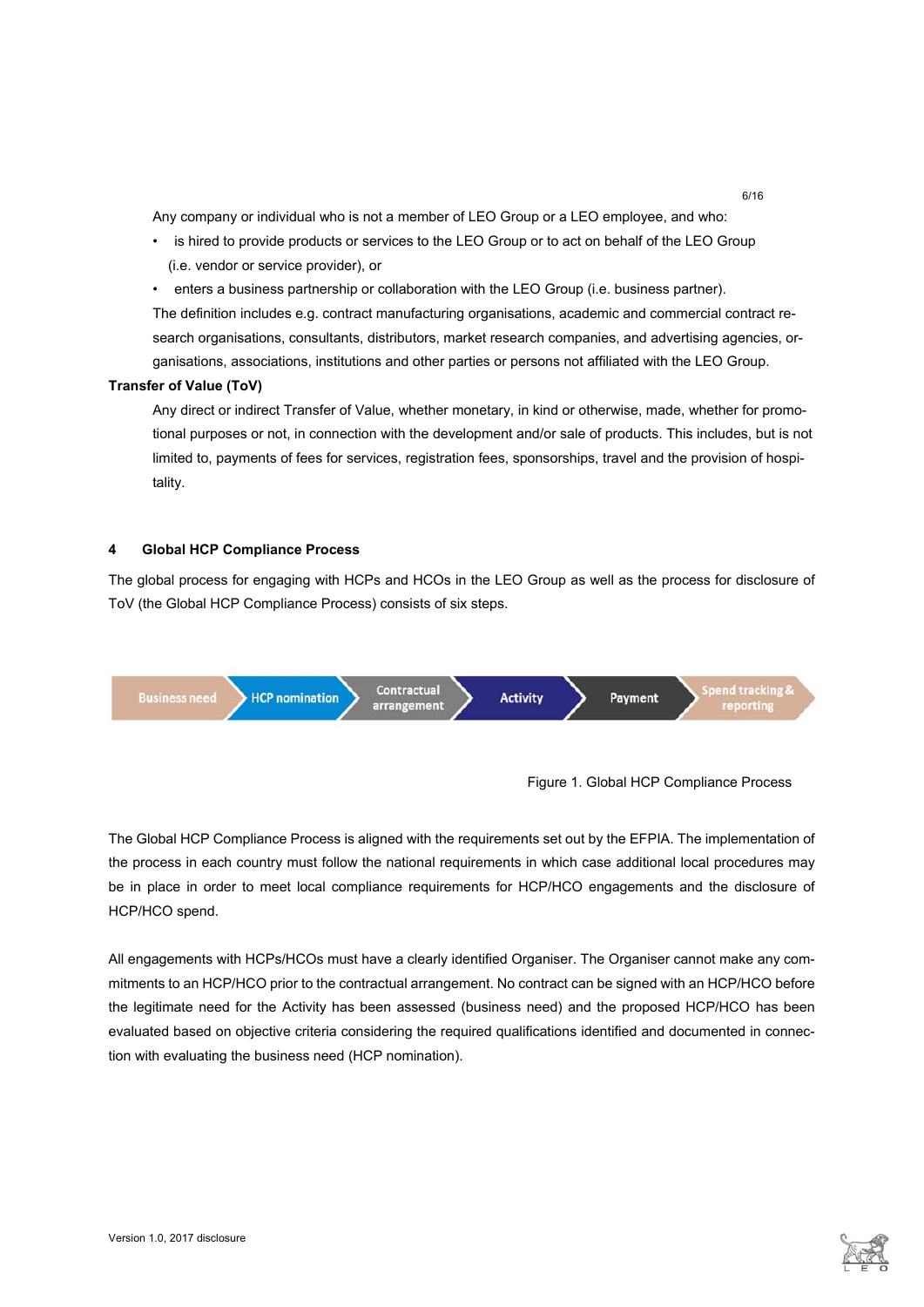Any company or individual who is not a member of LEO Group or a LEO employee, and who:

- is hired to provide products or services to the LEO Group or to act on behalf of the LEO Group (i.e. vendor or service provider), or
- enters a business partnership or collaboration with the LEO Group (i.e. business partner).

The definition includes e.g. contract manufacturing organisations, academic and commercial contract research organisations, consultants, distributors, market research companies, and advertising agencies, organisations, associations, institutions and other parties or persons not affiliated with the LEO Group.

**Transfer of Value (ToV)**

Any direct or indirect Transfer of Value, whether monetary, in kind or otherwise, made, whether for promotional purposes or not, in connection with the development and/or sale of products. This includes, but is not limited to, payments of fees for services, registration fees, sponsorships, travel and the provision of hospitality.

## 4 Global HCP Compliance Process

The global process for engaging with HCPs and HCOs in the LEO Group as well as the process for disclosure of ToV (the Global HCP Compliance Process) consists of six steps.

Business need → HCP nomination → Contractual arrangement → Activity → Payment → Spend tracking & reporting

Figure 1. Global HCP Compliance Process

The Global HCP Compliance Process is aligned with the requirements set out by the EFPIA. The implementation of the process in each country must follow the national requirements in which case additional local procedures may be in place in order to meet local compliance requirements for HCP/HCO engagements and the disclosure of HCP/HCO spend.

All engagements with HCPs/HCOs must have a clearly identified Organiser. The Organiser cannot make any commitments to an HCP/HCO prior to the contractual arrangement. No contract can be signed with an HCP/HCO before the legitimate need for the Activity has been assessed (business need) and the proposed HCP/HCO has been evaluated based on objective criteria considering the required qualifications identified and documented in connection with evaluating the business need (HCP nomination).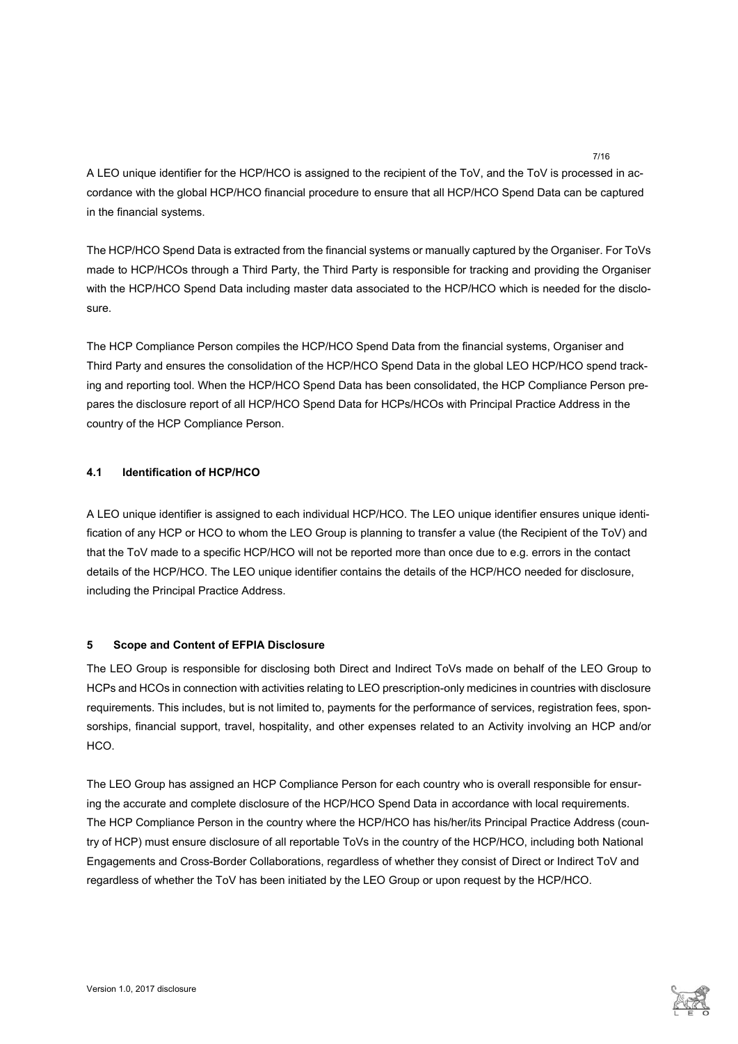A LEO unique identifier for the HCP/HCO is assigned to the recipient of the ToV, and the ToV is processed in accordance with the global HCP/HCO financial procedure to ensure that all HCP/HCO Spend Data can be captured in the financial systems.

The HCP/HCO Spend Data is extracted from the financial systems or manually captured by the Organiser. For ToVs made to HCP/HCOs through a Third Party, the Third Party is responsible for tracking and providing the Organiser with the HCP/HCO Spend Data including master data associated to the HCP/HCO which is needed for the disclosure.

The HCP Compliance Person compiles the HCP/HCO Spend Data from the financial systems, Organiser and Third Party and ensures the consolidation of the HCP/HCO Spend Data in the global LEO HCP/HCO spend tracking and reporting tool. When the HCP/HCO Spend Data has been consolidated, the HCP Compliance Person prepares the disclosure report of all HCP/HCO Spend Data for HCPs/HCOs with Principal Practice Address in the country of the HCP Compliance Person.

### 4.1 Identification of HCP/HCO

A LEO unique identifier is assigned to each individual HCP/HCO. The LEO unique identifier ensures unique identification of any HCP or HCO to whom the LEO Group is planning to transfer a value (the Recipient of the ToV) and that the ToV made to a specific HCP/HCO will not be reported more than once due to e.g. errors in the contact details of the HCP/HCO. The LEO unique identifier contains the details of the HCP/HCO needed for disclosure, including the Principal Practice Address.

## 5 Scope and Content of EFPIA Disclosure

The LEO Group is responsible for disclosing both Direct and Indirect ToVs made on behalf of the LEO Group to HCPs and HCOs in connection with activities relating to LEO prescription-only medicines in countries with disclosure requirements. This includes, but is not limited to, payments for the performance of services, registration fees, sponsorships, financial support, travel, hospitality, and other expenses related to an Activity involving an HCP and/or HCO.

The LEO Group has assigned an HCP Compliance Person for each country who is overall responsible for ensuring the accurate and complete disclosure of the HCP/HCO Spend Data in accordance with local requirements. The HCP Compliance Person in the country where the HCP/HCO has his/her/its Principal Practice Address (country of HCP) must ensure disclosure of all reportable ToVs in the country of the HCP/HCO, including both National Engagements and Cross-Border Collaborations, regardless of whether they consist of Direct or Indirect ToV and regardless of whether the ToV has been initiated by the LEO Group or upon request by the HCP/HCO.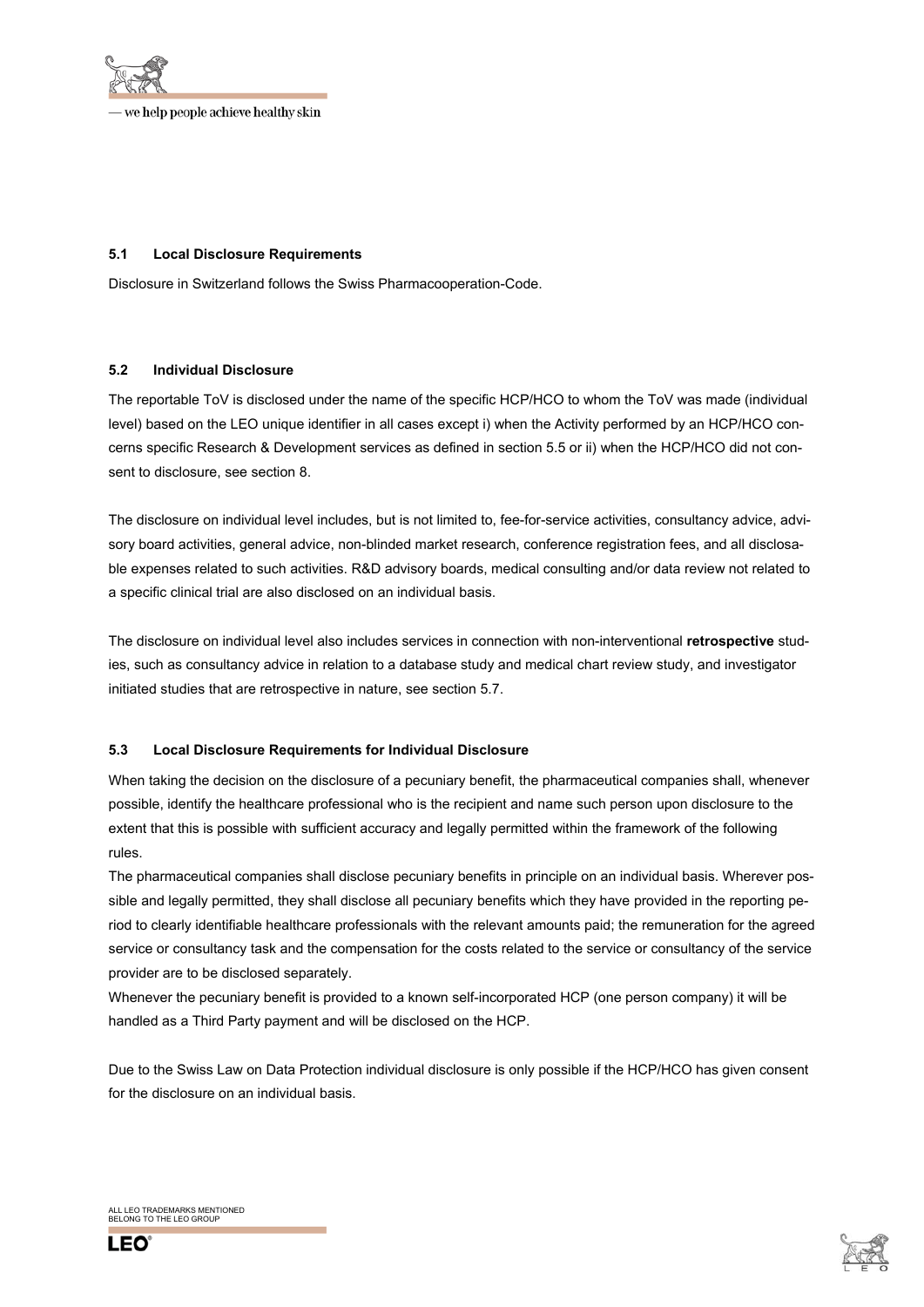### 5.1 Local Disclosure Requirements

Disclosure in Switzerland follows the Swiss Pharmacooperation-Code.

### 5.2 Individual Disclosure

The reportable ToV is disclosed under the name of the specific HCP/HCO to whom the ToV was made (individual level) based on the LEO unique identifier in all cases except i) when the Activity performed by an HCP/HCO concerns specific Research & Development services as defined in section 5.5 or ii) when the HCP/HCO did not consent to disclosure, see section 8.

The disclosure on individual level includes, but is not limited to, fee-for-service activities, consultancy advice, advisory board activities, general advice, non-blinded market research, conference registration fees, and all disclosable expenses related to such activities. R&D advisory boards, medical consulting and/or data review not related to a specific clinical trial are also disclosed on an individual basis.

The disclosure on individual level also includes services in connection with non-interventional **retrospective** studies, such as consultancy advice in relation to a database study and medical chart review study, and investigator initiated studies that are retrospective in nature, see section 5.7.

### 5.3 Local Disclosure Requirements for Individual Disclosure

When taking the decision on the disclosure of a pecuniary benefit, the pharmaceutical companies shall, whenever possible, identify the healthcare professional who is the recipient and name such person upon disclosure to the extent that this is possible with sufficient accuracy and legally permitted within the framework of the following rules.

The pharmaceutical companies shall disclose pecuniary benefits in principle on an individual basis. Wherever possible and legally permitted, they shall disclose all pecuniary benefits which they have provided in the reporting period to clearly identifiable healthcare professionals with the relevant amounts paid; the remuneration for the agreed service or consultancy task and the compensation for the costs related to the service or consultancy of the service provider are to be disclosed separately.

Whenever the pecuniary benefit is provided to a known self-incorporated HCP (one person company) it will be handled as a Third Party payment and will be disclosed on the HCP.

Due to the Swiss Law on Data Protection individual disclosure is only possible if the HCP/HCO has given consent for the disclosure on an individual basis.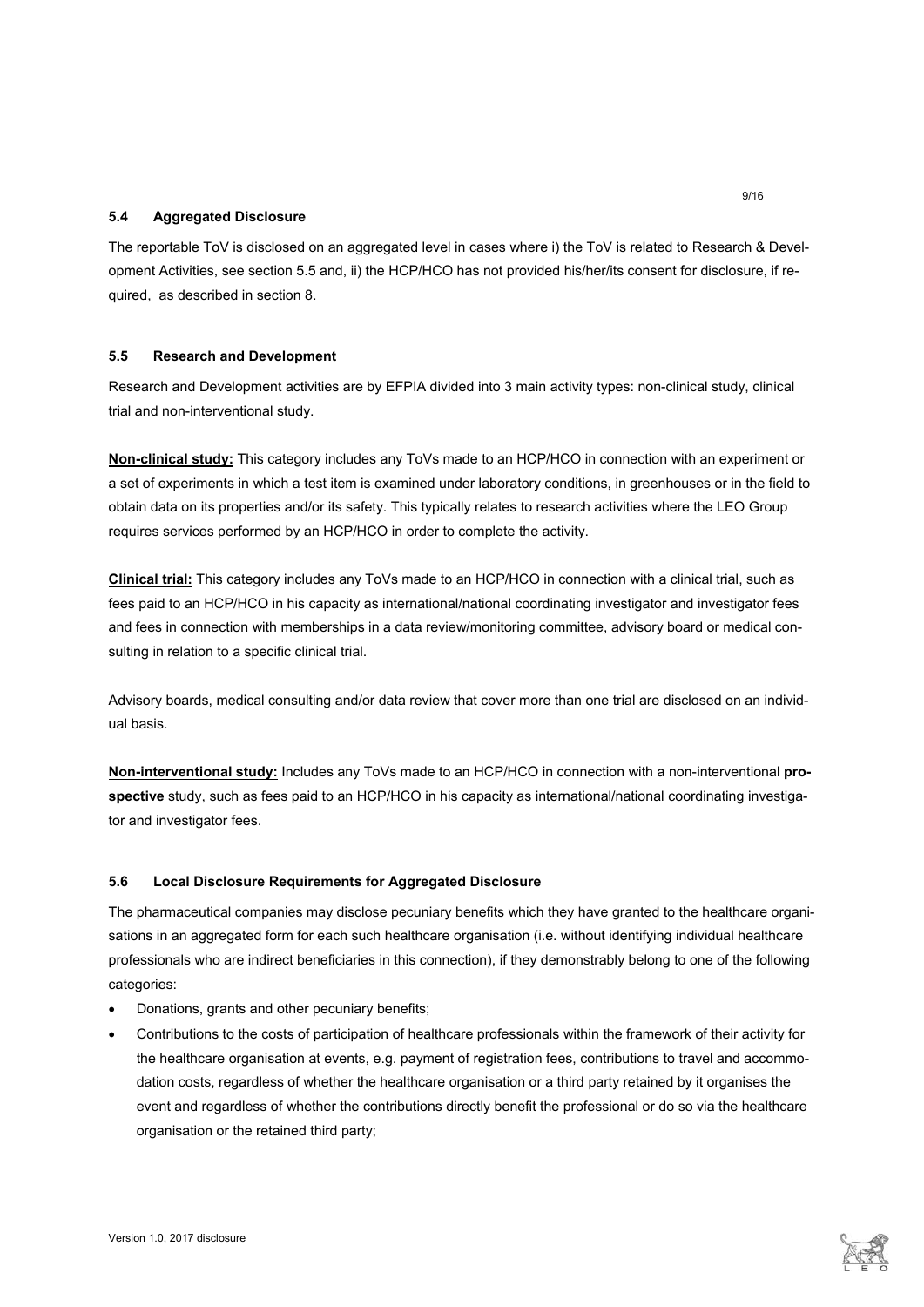### 5.4 Aggregated Disclosure

The reportable ToV is disclosed on an aggregated level in cases where i) the ToV is related to Research & Development Activities, see section 5.5 and, ii) the HCP/HCO has not provided his/her/its consent for disclosure, if required, as described in section 8.

### 5.5 Research and Development

Research and Development activities are by EFPIA divided into 3 main activity types: non-clinical study, clinical trial and non-interventional study.

**Non-clinical study:** This category includes any ToVs made to an HCP/HCO in connection with an experiment or a set of experiments in which a test item is examined under laboratory conditions, in greenhouses or in the field to obtain data on its properties and/or its safety. This typically relates to research activities where the LEO Group requires services performed by an HCP/HCO in order to complete the activity.

**Clinical trial:** This category includes any ToVs made to an HCP/HCO in connection with a clinical trial, such as fees paid to an HCP/HCO in his capacity as international/national coordinating investigator and investigator fees and fees in connection with memberships in a data review/monitoring committee, advisory board or medical consulting in relation to a specific clinical trial.

Advisory boards, medical consulting and/or data review that cover more than one trial are disclosed on an individual basis.

**Non-interventional study:** Includes any ToVs made to an HCP/HCO in connection with a non-interventional **prospective** study, such as fees paid to an HCP/HCO in his capacity as international/national coordinating investigator and investigator fees.

### 5.6 Local Disclosure Requirements for Aggregated Disclosure

The pharmaceutical companies may disclose pecuniary benefits which they have granted to the healthcare organisations in an aggregated form for each such healthcare organisation (i.e. without identifying individual healthcare professionals who are indirect beneficiaries in this connection), if they demonstrably belong to one of the following categories:

- Donations, grants and other pecuniary benefits;
- Contributions to the costs of participation of healthcare professionals within the framework of their activity for the healthcare organisation at events, e.g. payment of registration fees, contributions to travel and accommodation costs, regardless of whether the healthcare organisation or a third party retained by it organises the event and regardless of whether the contributions directly benefit the professional or do so via the healthcare organisation or the retained third party;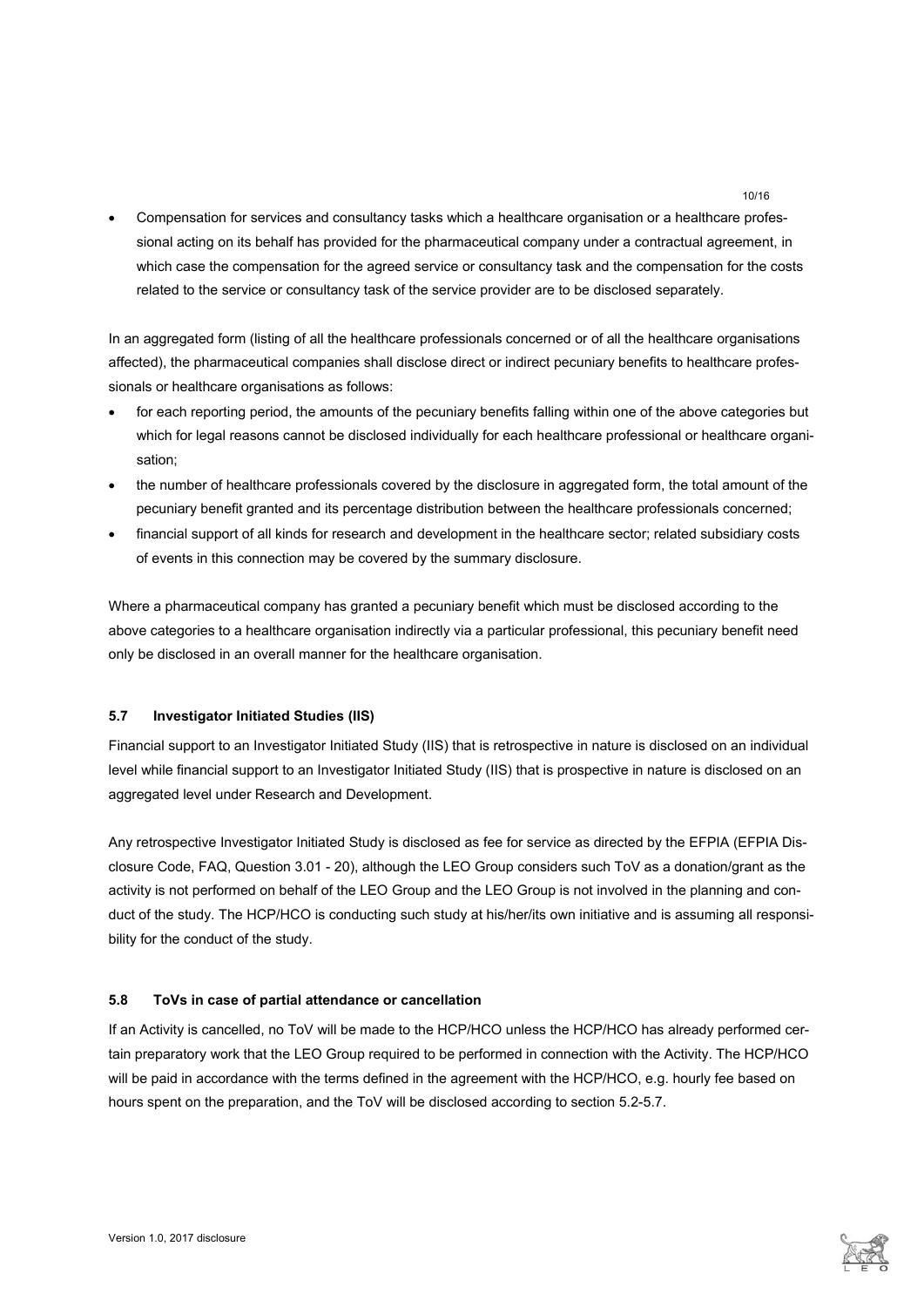- Compensation for services and consultancy tasks which a healthcare organisation or a healthcare professional acting on its behalf has provided for the pharmaceutical company under a contractual agreement, in which case the compensation for the agreed service or consultancy task and the compensation for the costs related to the service or consultancy task of the service provider are to be disclosed separately.

In an aggregated form (listing of all the healthcare professionals concerned or of all the healthcare organisations affected), the pharmaceutical companies shall disclose direct or indirect pecuniary benefits to healthcare professionals or healthcare organisations as follows:

- for each reporting period, the amounts of the pecuniary benefits falling within one of the above categories but which for legal reasons cannot be disclosed individually for each healthcare professional or healthcare organisation;
- the number of healthcare professionals covered by the disclosure in aggregated form, the total amount of the pecuniary benefit granted and its percentage distribution between the healthcare professionals concerned;
- financial support of all kinds for research and development in the healthcare sector; related subsidiary costs of events in this connection may be covered by the summary disclosure.

Where a pharmaceutical company has granted a pecuniary benefit which must be disclosed according to the above categories to a healthcare organisation indirectly via a particular professional, this pecuniary benefit need only be disclosed in an overall manner for the healthcare organisation.

### 5.7 Investigator Initiated Studies (IIS)

Financial support to an Investigator Initiated Study (IIS) that is retrospective in nature is disclosed on an individual level while financial support to an Investigator Initiated Study (IIS) that is prospective in nature is disclosed on an aggregated level under Research and Development.

Any retrospective Investigator Initiated Study is disclosed as fee for service as directed by the EFPIA (EFPIA Disclosure Code, FAQ, Question 3.01 - 20), although the LEO Group considers such ToV as a donation/grant as the activity is not performed on behalf of the LEO Group and the LEO Group is not involved in the planning and conduct of the study. The HCP/HCO is conducting such study at his/her/its own initiative and is assuming all responsibility for the conduct of the study.

### 5.8 ToVs in case of partial attendance or cancellation

If an Activity is cancelled, no ToV will be made to the HCP/HCO unless the HCP/HCO has already performed certain preparatory work that the LEO Group required to be performed in connection with the Activity. The HCP/HCO will be paid in accordance with the terms defined in the agreement with the HCP/HCO, e.g. hourly fee based on hours spent on the preparation, and the ToV will be disclosed according to section 5.2-5.7.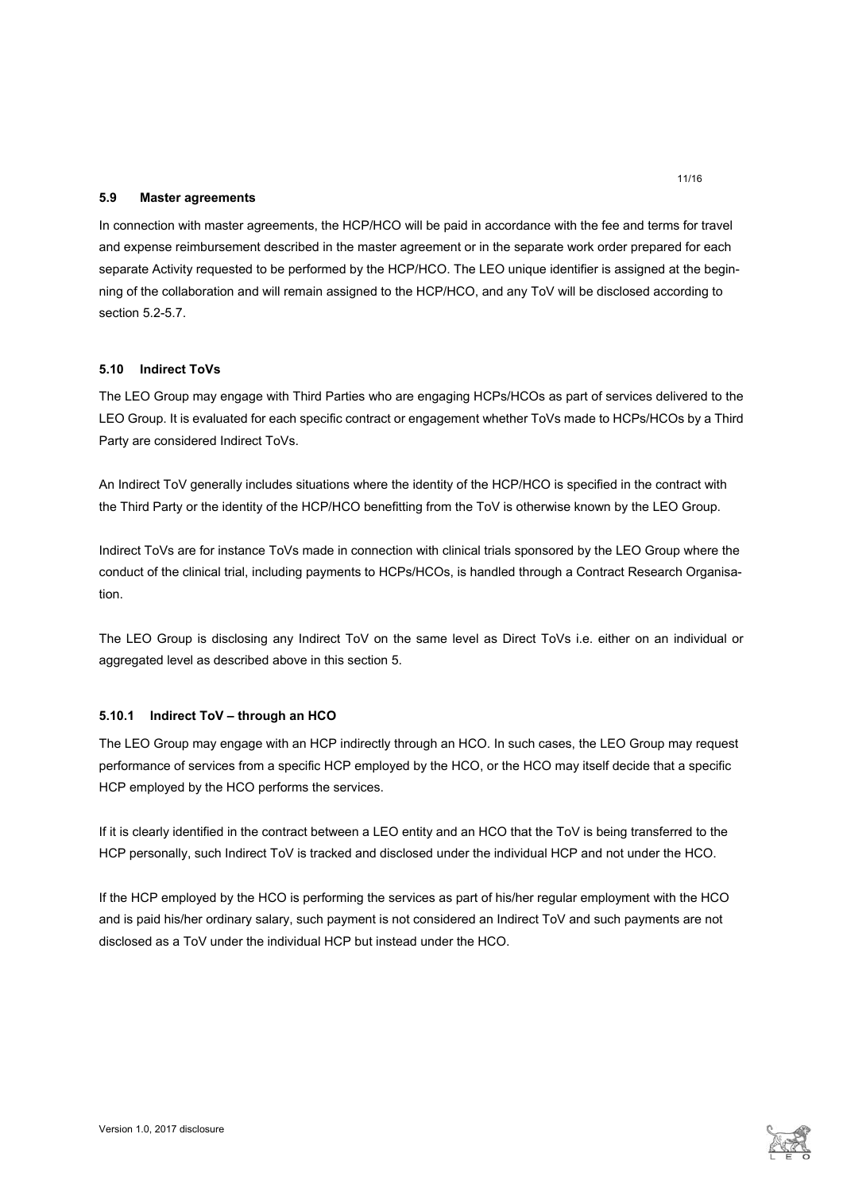### 5.9 Master agreements

In connection with master agreements, the HCP/HCO will be paid in accordance with the fee and terms for travel and expense reimbursement described in the master agreement or in the separate work order prepared for each separate Activity requested to be performed by the HCP/HCO. The LEO unique identifier is assigned at the beginning of the collaboration and will remain assigned to the HCP/HCO, and any ToV will be disclosed according to section 5.2-5.7.

### 5.10 Indirect ToVs

The LEO Group may engage with Third Parties who are engaging HCPs/HCOs as part of services delivered to the LEO Group. It is evaluated for each specific contract or engagement whether ToVs made to HCPs/HCOs by a Third Party are considered Indirect ToVs.

An Indirect ToV generally includes situations where the identity of the HCP/HCO is specified in the contract with the Third Party or the identity of the HCP/HCO benefitting from the ToV is otherwise known by the LEO Group.

Indirect ToVs are for instance ToVs made in connection with clinical trials sponsored by the LEO Group where the conduct of the clinical trial, including payments to HCPs/HCOs, is handled through a Contract Research Organisation.

The LEO Group is disclosing any Indirect ToV on the same level as Direct ToVs i.e. either on an individual or aggregated level as described above in this section 5.

#### 5.10.1 Indirect ToV – through an HCO

The LEO Group may engage with an HCP indirectly through an HCO. In such cases, the LEO Group may request performance of services from a specific HCP employed by the HCO, or the HCO may itself decide that a specific HCP employed by the HCO performs the services.

If it is clearly identified in the contract between a LEO entity and an HCO that the ToV is being transferred to the HCP personally, such Indirect ToV is tracked and disclosed under the individual HCP and not under the HCO.

If the HCP employed by the HCO is performing the services as part of his/her regular employment with the HCO and is paid his/her ordinary salary, such payment is not considered an Indirect ToV and such payments are not disclosed as a ToV under the individual HCP but instead under the HCO.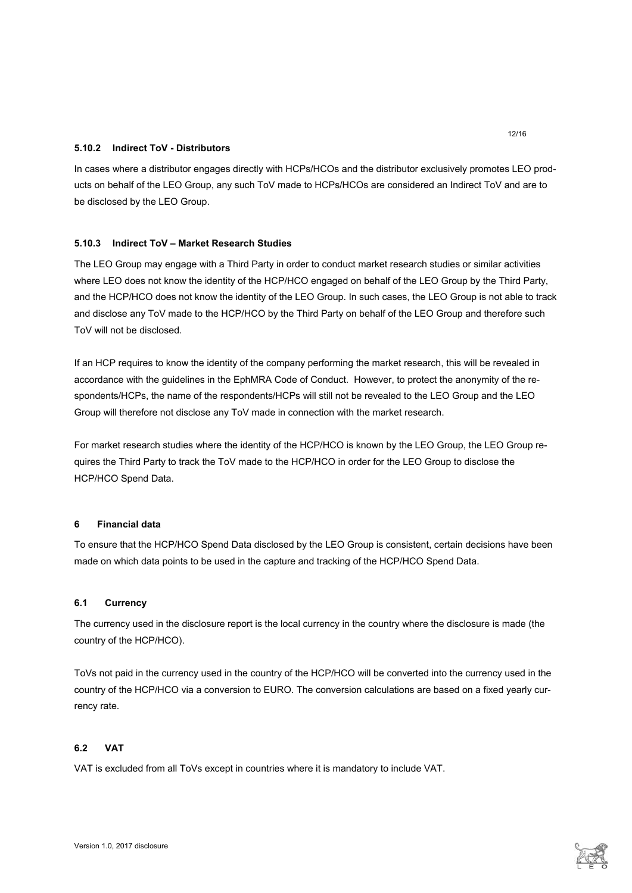#### 5.10.2 Indirect ToV - Distributors

In cases where a distributor engages directly with HCPs/HCOs and the distributor exclusively promotes LEO products on behalf of the LEO Group, any such ToV made to HCPs/HCOs are considered an Indirect ToV and are to be disclosed by the LEO Group.

#### 5.10.3 Indirect ToV – Market Research Studies

The LEO Group may engage with a Third Party in order to conduct market research studies or similar activities where LEO does not know the identity of the HCP/HCO engaged on behalf of the LEO Group by the Third Party, and the HCP/HCO does not know the identity of the LEO Group. In such cases, the LEO Group is not able to track and disclose any ToV made to the HCP/HCO by the Third Party on behalf of the LEO Group and therefore such ToV will not be disclosed.

If an HCP requires to know the identity of the company performing the market research, this will be revealed in accordance with the guidelines in the EphMRA Code of Conduct. However, to protect the anonymity of the respondents/HCPs, the name of the respondents/HCPs will still not be revealed to the LEO Group and the LEO Group will therefore not disclose any ToV made in connection with the market research.

For market research studies where the identity of the HCP/HCO is known by the LEO Group, the LEO Group requires the Third Party to track the ToV made to the HCP/HCO in order for the LEO Group to disclose the HCP/HCO Spend Data.

## 6 Financial data

To ensure that the HCP/HCO Spend Data disclosed by the LEO Group is consistent, certain decisions have been made on which data points to be used in the capture and tracking of the HCP/HCO Spend Data.

### 6.1 Currency

The currency used in the disclosure report is the local currency in the country where the disclosure is made (the country of the HCP/HCO).

ToVs not paid in the currency used in the country of the HCP/HCO will be converted into the currency used in the country of the HCP/HCO via a conversion to EURO. The conversion calculations are based on a fixed yearly currency rate.

### 6.2 VAT

VAT is excluded from all ToVs except in countries where it is mandatory to include VAT.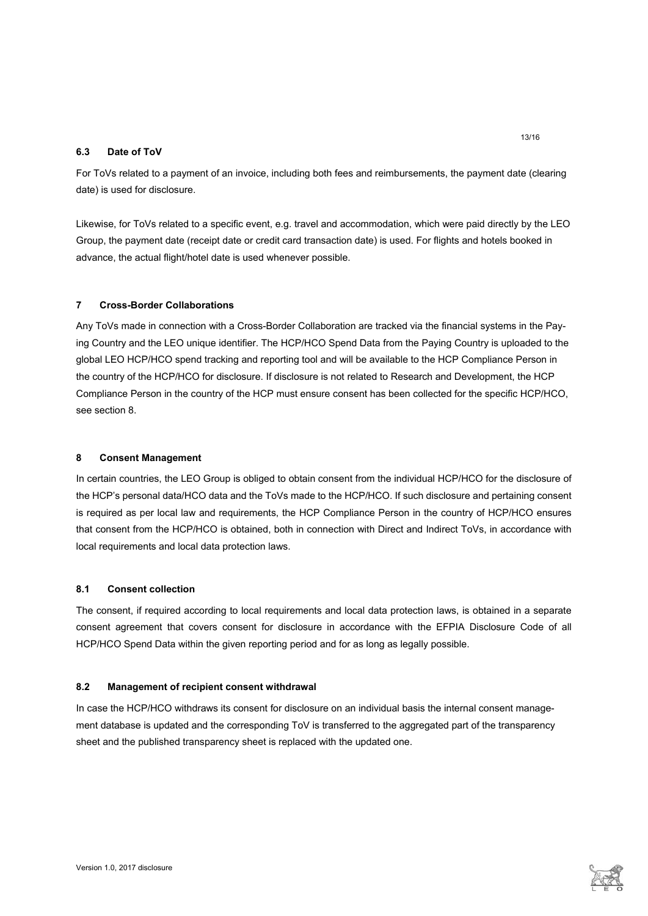### 6.3 Date of ToV

For ToVs related to a payment of an invoice, including both fees and reimbursements, the payment date (clearing date) is used for disclosure.

Likewise, for ToVs related to a specific event, e.g. travel and accommodation, which were paid directly by the LEO Group, the payment date (receipt date or credit card transaction date) is used. For flights and hotels booked in advance, the actual flight/hotel date is used whenever possible.

## 7 Cross-Border Collaborations

Any ToVs made in connection with a Cross-Border Collaboration are tracked via the financial systems in the Paying Country and the LEO unique identifier. The HCP/HCO Spend Data from the Paying Country is uploaded to the global LEO HCP/HCO spend tracking and reporting tool and will be available to the HCP Compliance Person in the country of the HCP/HCO for disclosure. If disclosure is not related to Research and Development, the HCP Compliance Person in the country of the HCP must ensure consent has been collected for the specific HCP/HCO, see section 8.

## 8 Consent Management

In certain countries, the LEO Group is obliged to obtain consent from the individual HCP/HCO for the disclosure of the HCP's personal data/HCO data and the ToVs made to the HCP/HCO. If such disclosure and pertaining consent is required as per local law and requirements, the HCP Compliance Person in the country of HCP/HCO ensures that consent from the HCP/HCO is obtained, both in connection with Direct and Indirect ToVs, in accordance with local requirements and local data protection laws.

### 8.1 Consent collection

The consent, if required according to local requirements and local data protection laws, is obtained in a separate consent agreement that covers consent for disclosure in accordance with the EFPIA Disclosure Code of all HCP/HCO Spend Data within the given reporting period and for as long as legally possible.

### 8.2 Management of recipient consent withdrawal

In case the HCP/HCO withdraws its consent for disclosure on an individual basis the internal consent management database is updated and the corresponding ToV is transferred to the aggregated part of the transparency sheet and the published transparency sheet is replaced with the updated one.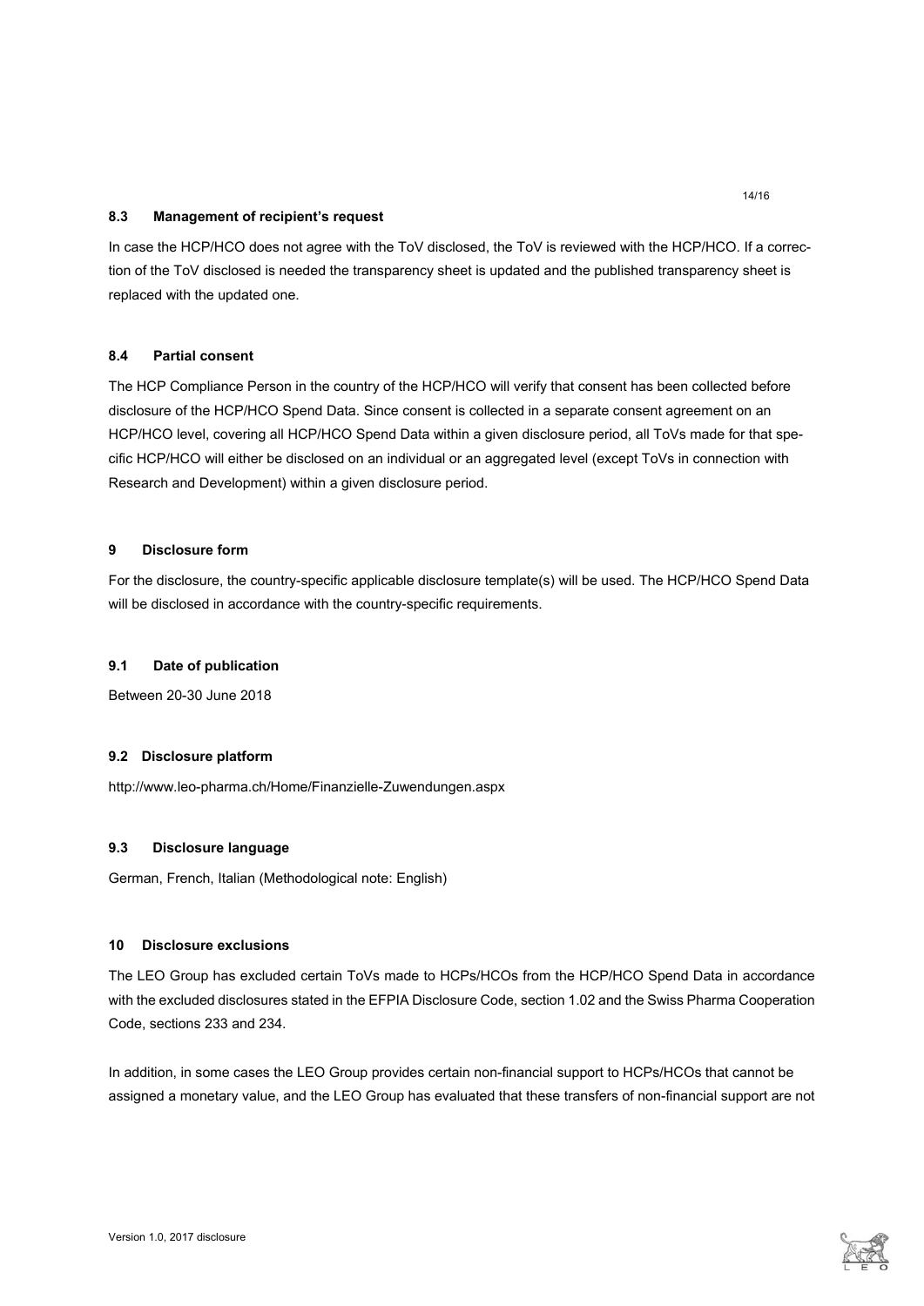### 8.3 Management of recipient's request

In case the HCP/HCO does not agree with the ToV disclosed, the ToV is reviewed with the HCP/HCO. If a correction of the ToV disclosed is needed the transparency sheet is updated and the published transparency sheet is replaced with the updated one.

### 8.4 Partial consent

The HCP Compliance Person in the country of the HCP/HCO will verify that consent has been collected before disclosure of the HCP/HCO Spend Data. Since consent is collected in a separate consent agreement on an HCP/HCO level, covering all HCP/HCO Spend Data within a given disclosure period, all ToVs made for that specific HCP/HCO will either be disclosed on an individual or an aggregated level (except ToVs in connection with Research and Development) within a given disclosure period.

## 9 Disclosure form

For the disclosure, the country-specific applicable disclosure template(s) will be used. The HCP/HCO Spend Data will be disclosed in accordance with the country-specific requirements.

### 9.1 Date of publication

Between 20-30 June 2018

### 9.2 Disclosure platform

http://www.leo-pharma.ch/Home/Finanzielle-Zuwendungen.aspx

### 9.3 Disclosure language

German, French, Italian (Methodological note: English)

## 10 Disclosure exclusions

The LEO Group has excluded certain ToVs made to HCPs/HCOs from the HCP/HCO Spend Data in accordance with the excluded disclosures stated in the EFPIA Disclosure Code, section 1.02 and the Swiss Pharma Cooperation Code, sections 233 and 234.

In addition, in some cases the LEO Group provides certain non-financial support to HCPs/HCOs that cannot be assigned a monetary value, and the LEO Group has evaluated that these transfers of non-financial support are not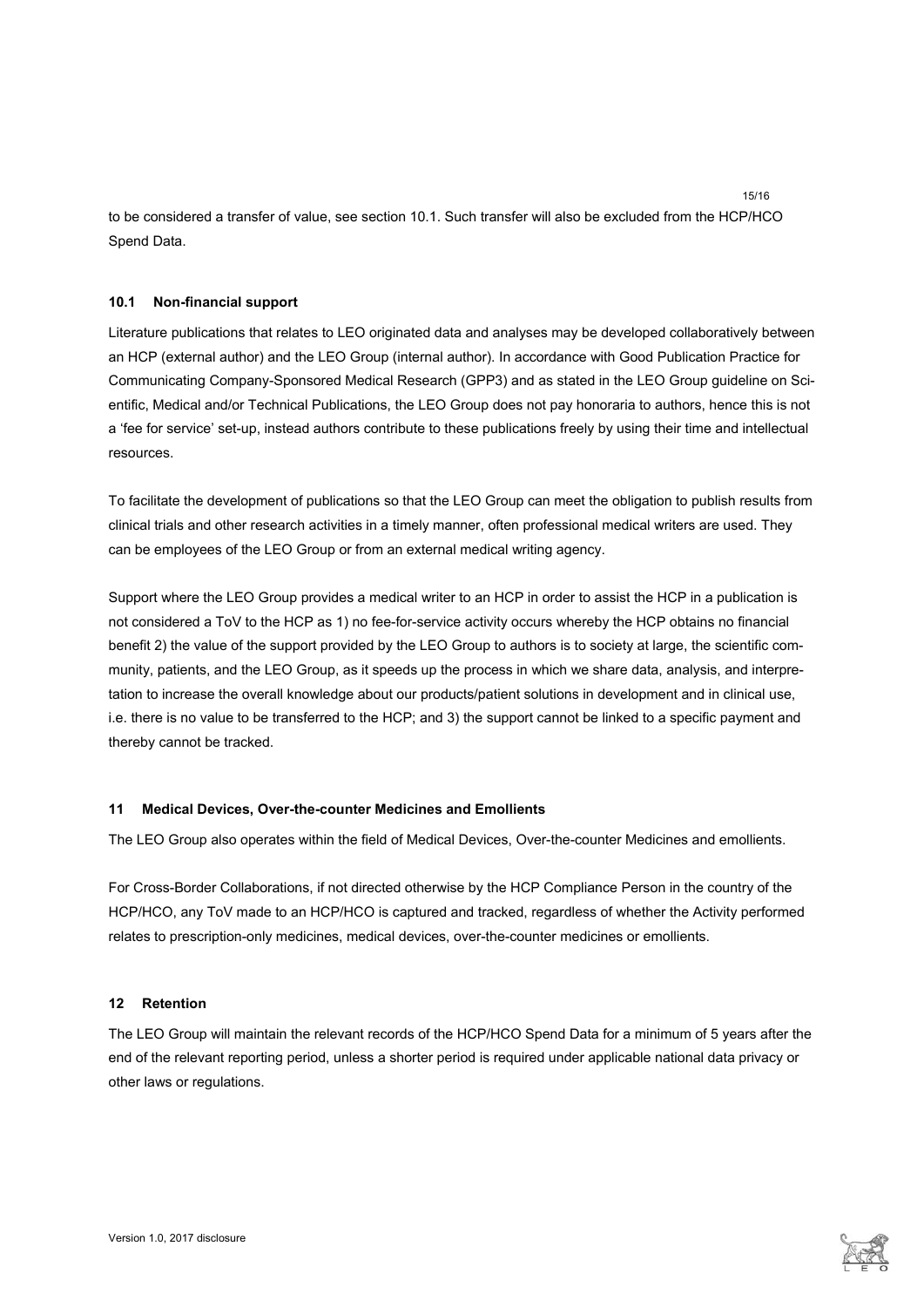to be considered a transfer of value, see section 10.1. Such transfer will also be excluded from the HCP/HCO Spend Data.

### 10.1 Non-financial support

Literature publications that relates to LEO originated data and analyses may be developed collaboratively between an HCP (external author) and the LEO Group (internal author). In accordance with Good Publication Practice for Communicating Company-Sponsored Medical Research (GPP3) and as stated in the LEO Group guideline on Scientific, Medical and/or Technical Publications, the LEO Group does not pay honoraria to authors, hence this is not a 'fee for service' set-up, instead authors contribute to these publications freely by using their time and intellectual resources.

To facilitate the development of publications so that the LEO Group can meet the obligation to publish results from clinical trials and other research activities in a timely manner, often professional medical writers are used. They can be employees of the LEO Group or from an external medical writing agency.

Support where the LEO Group provides a medical writer to an HCP in order to assist the HCP in a publication is not considered a ToV to the HCP as 1) no fee-for-service activity occurs whereby the HCP obtains no financial benefit 2) the value of the support provided by the LEO Group to authors is to society at large, the scientific community, patients, and the LEO Group, as it speeds up the process in which we share data, analysis, and interpretation to increase the overall knowledge about our products/patient solutions in development and in clinical use, i.e. there is no value to be transferred to the HCP; and 3) the support cannot be linked to a specific payment and thereby cannot be tracked.

## 11 Medical Devices, Over-the-counter Medicines and Emollients

The LEO Group also operates within the field of Medical Devices, Over-the-counter Medicines and emollients.

For Cross-Border Collaborations, if not directed otherwise by the HCP Compliance Person in the country of the HCP/HCO, any ToV made to an HCP/HCO is captured and tracked, regardless of whether the Activity performed relates to prescription-only medicines, medical devices, over-the-counter medicines or emollients.

## 12 Retention

The LEO Group will maintain the relevant records of the HCP/HCO Spend Data for a minimum of 5 years after the end of the relevant reporting period, unless a shorter period is required under applicable national data privacy or other laws or regulations.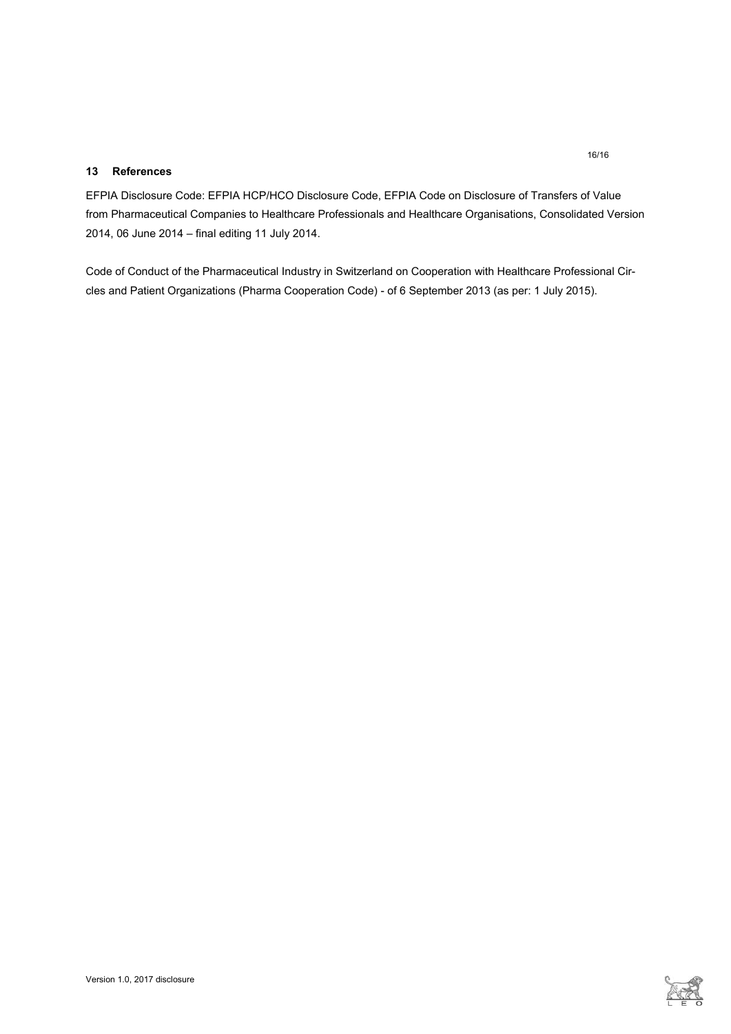## 13 References

EFPIA Disclosure Code: EFPIA HCP/HCO Disclosure Code, EFPIA Code on Disclosure of Transfers of Value from Pharmaceutical Companies to Healthcare Professionals and Healthcare Organisations, Consolidated Version 2014, 06 June 2014 – final editing 11 July 2014.

Code of Conduct of the Pharmaceutical Industry in Switzerland on Cooperation with Healthcare Professional Circles and Patient Organizations (Pharma Cooperation Code) - of 6 September 2013 (as per: 1 July 2015).